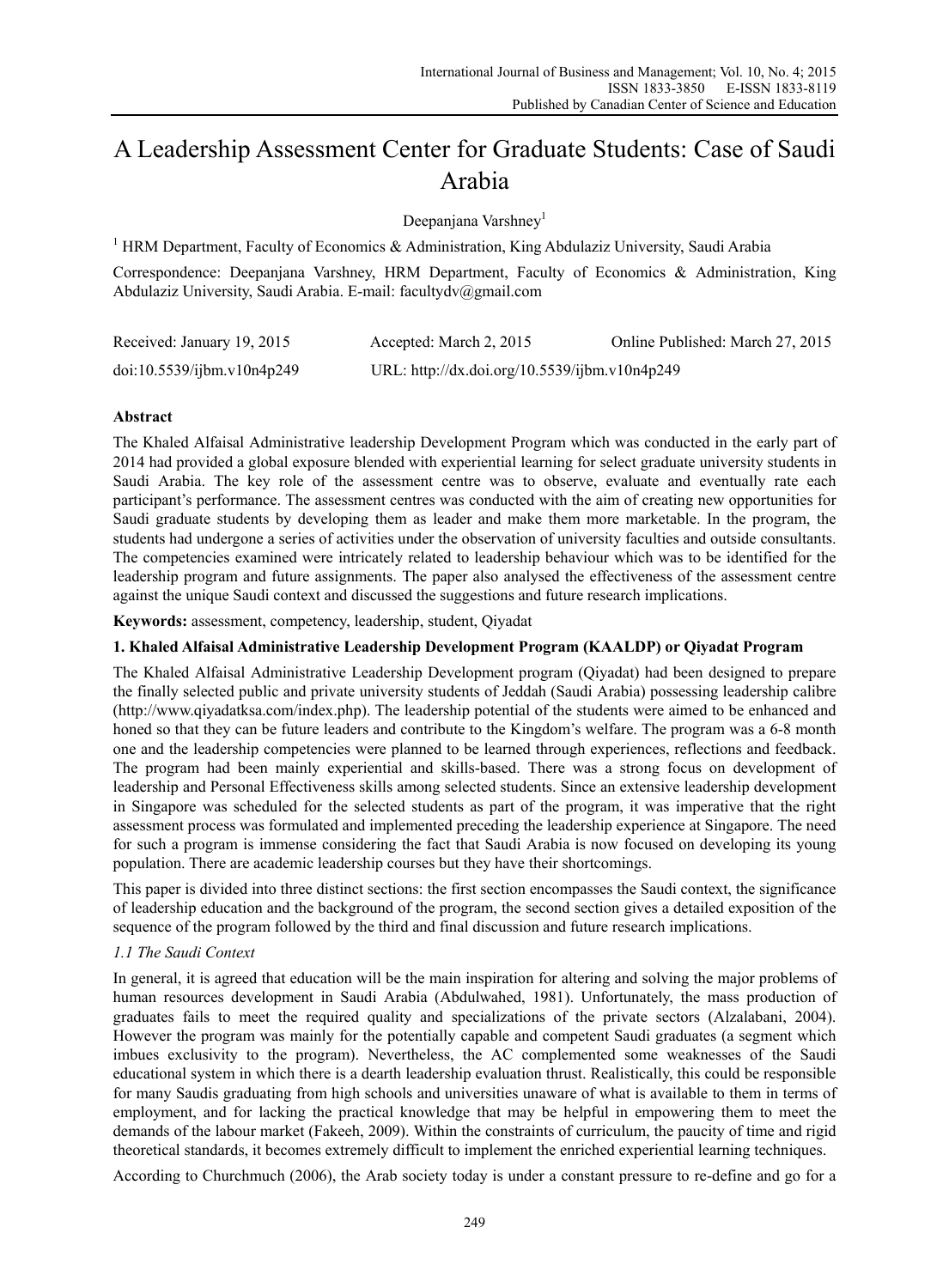# A Leadership Assessment Center for Graduate Students: Case of Saudi Arabia

Deepanjana Varshney[1]

[1] HRM Department, Faculty of Economics & Administration, King Abdulaziz University, Saudi Arabia

Correspondence: Deepanjana Varshney, HRM Department, Faculty of Economics & Administration, King Abdulaziz University, Saudi Arabia. E-mail: facultydv@gmail.com

| Received: January 19, 2015 | Accepted: March 2, 2015 | Online Published: March 27, 2015 |
|---|---|---|
| doi:10.5539/ijbm.v10n4p249 | URL: http://dx.doi.org/10.5539/ijbm.v10n4p249 | |

## Abstract

The Khaled Alfaisal Administrative leadership Development Program which was conducted in the early part of 2014 had provided a global exposure blended with experiential learning for select graduate university students in Saudi Arabia. The key role of the assessment centre was to observe, evaluate and eventually rate each participant's performance. The assessment centres was conducted with the aim of creating new opportunities for Saudi graduate students by developing them as leader and make them more marketable. In the program, the students had undergone a series of activities under the observation of university faculties and outside consultants. The competencies examined were intricately related to leadership behaviour which was to be identified for the leadership program and future assignments. The paper also analysed the effectiveness of the assessment centre against the unique Saudi context and discussed the suggestions and future research implications.

**Keywords:** assessment, competency, leadership, student, Qiyadat

## 1. Khaled Alfaisal Administrative Leadership Development Program (KAALDP) or Qiyadat Program

The Khaled Alfaisal Administrative Leadership Development program (Qiyadat) had been designed to prepare the finally selected public and private university students of Jeddah (Saudi Arabia) possessing leadership calibre (http://www.qiyadatksa.com/index.php). The leadership potential of the students were aimed to be enhanced and honed so that they can be future leaders and contribute to the Kingdom's welfare. The program was a 6-8 month one and the leadership competencies were planned to be learned through experiences, reflections and feedback. The program had been mainly experiential and skills-based. There was a strong focus on development of leadership and Personal Effectiveness skills among selected students. Since an extensive leadership development in Singapore was scheduled for the selected students as part of the program, it was imperative that the right assessment process was formulated and implemented preceding the leadership experience at Singapore. The need for such a program is immense considering the fact that Saudi Arabia is now focused on developing its young population. There are academic leadership courses but they have their shortcomings.

This paper is divided into three distinct sections: the first section encompasses the Saudi context, the significance of leadership education and the background of the program, the second section gives a detailed exposition of the sequence of the program followed by the third and final discussion and future research implications.

### *1.1 The Saudi Context*

In general, it is agreed that education will be the main inspiration for altering and solving the major problems of human resources development in Saudi Arabia (Abdulwahed, 1981). Unfortunately, the mass production of graduates fails to meet the required quality and specializations of the private sectors (Alzalabani, 2004). However the program was mainly for the potentially capable and competent Saudi graduates (a segment which imbues exclusivity to the program). Nevertheless, the AC complemented some weaknesses of the Saudi educational system in which there is a dearth leadership evaluation thrust. Realistically, this could be responsible for many Saudis graduating from high schools and universities unaware of what is available to them in terms of employment, and for lacking the practical knowledge that may be helpful in empowering them to meet the demands of the labour market (Fakeeh, 2009). Within the constraints of curriculum, the paucity of time and rigid theoretical standards, it becomes extremely difficult to implement the enriched experiential learning techniques.

According to Churchmuch (2006), the Arab society today is under a constant pressure to re-define and go for a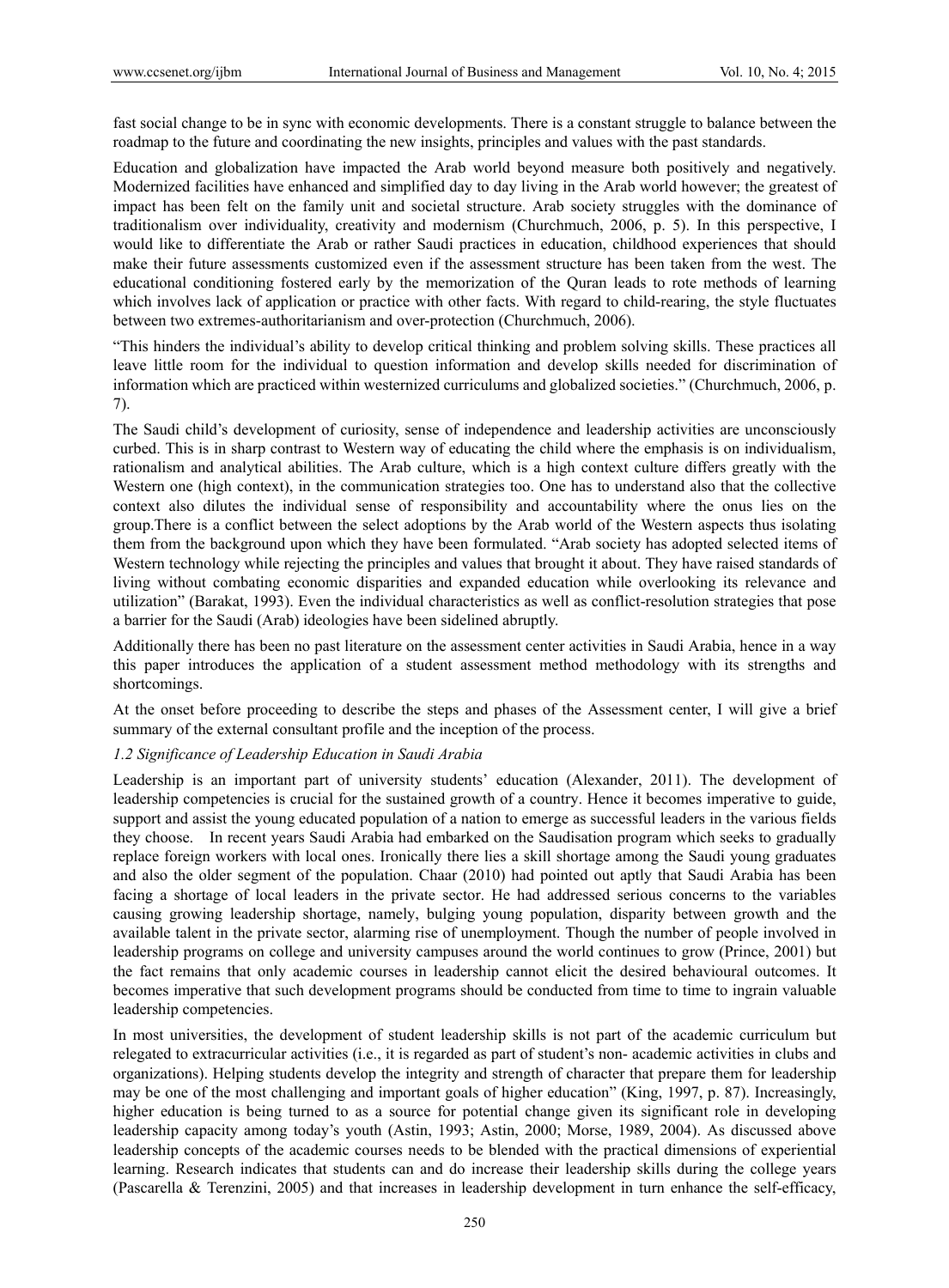fast social change to be in sync with economic developments. There is a constant struggle to balance between the roadmap to the future and coordinating the new insights, principles and values with the past standards.

Education and globalization have impacted the Arab world beyond measure both positively and negatively. Modernized facilities have enhanced and simplified day to day living in the Arab world however; the greatest of impact has been felt on the family unit and societal structure. Arab society struggles with the dominance of traditionalism over individuality, creativity and modernism (Churchmuch, 2006, p. 5). In this perspective, I would like to differentiate the Arab or rather Saudi practices in education, childhood experiences that should make their future assessments customized even if the assessment structure has been taken from the west. The educational conditioning fostered early by the memorization of the Quran leads to rote methods of learning which involves lack of application or practice with other facts. With regard to child-rearing, the style fluctuates between two extremes-authoritarianism and over-protection (Churchmuch, 2006).

"This hinders the individual's ability to develop critical thinking and problem solving skills. These practices all leave little room for the individual to question information and develop skills needed for discrimination of information which are practiced within westernized curriculums and globalized societies." (Churchmuch, 2006, p. 7).

The Saudi child's development of curiosity, sense of independence and leadership activities are unconsciously curbed. This is in sharp contrast to Western way of educating the child where the emphasis is on individualism, rationalism and analytical abilities. The Arab culture, which is a high context culture differs greatly with the Western one (high context), in the communication strategies too. One has to understand also that the collective context also dilutes the individual sense of responsibility and accountability where the onus lies on the group.There is a conflict between the select adoptions by the Arab world of the Western aspects thus isolating them from the background upon which they have been formulated. "Arab society has adopted selected items of Western technology while rejecting the principles and values that brought it about. They have raised standards of living without combating economic disparities and expanded education while overlooking its relevance and utilization" (Barakat, 1993). Even the individual characteristics as well as conflict-resolution strategies that pose a barrier for the Saudi (Arab) ideologies have been sidelined abruptly.

Additionally there has been no past literature on the assessment center activities in Saudi Arabia, hence in a way this paper introduces the application of a student assessment method methodology with its strengths and shortcomings.

At the onset before proceeding to describe the steps and phases of the Assessment center, I will give a brief summary of the external consultant profile and the inception of the process.

### *1.2 Significance of Leadership Education in Saudi Arabia*

Leadership is an important part of university students' education (Alexander, 2011). The development of leadership competencies is crucial for the sustained growth of a country. Hence it becomes imperative to guide, support and assist the young educated population of a nation to emerge as successful leaders in the various fields they choose. In recent years Saudi Arabia had embarked on the Saudisation program which seeks to gradually replace foreign workers with local ones. Ironically there lies a skill shortage among the Saudi young graduates and also the older segment of the population. Chaar (2010) had pointed out aptly that Saudi Arabia has been facing a shortage of local leaders in the private sector. He had addressed serious concerns to the variables causing growing leadership shortage, namely, bulging young population, disparity between growth and the available talent in the private sector, alarming rise of unemployment. Though the number of people involved in leadership programs on college and university campuses around the world continues to grow (Prince, 2001) but the fact remains that only academic courses in leadership cannot elicit the desired behavioural outcomes. It becomes imperative that such development programs should be conducted from time to time to ingrain valuable leadership competencies.

In most universities, the development of student leadership skills is not part of the academic curriculum but relegated to extracurricular activities (i.e., it is regarded as part of student's non- academic activities in clubs and organizations). Helping students develop the integrity and strength of character that prepare them for leadership may be one of the most challenging and important goals of higher education" (King, 1997, p. 87). Increasingly, higher education is being turned to as a source for potential change given its significant role in developing leadership capacity among today's youth (Astin, 1993; Astin, 2000; Morse, 1989, 2004). As discussed above leadership concepts of the academic courses needs to be blended with the practical dimensions of experiential learning. Research indicates that students can and do increase their leadership skills during the college years (Pascarella & Terenzini, 2005) and that increases in leadership development in turn enhance the self-efficacy,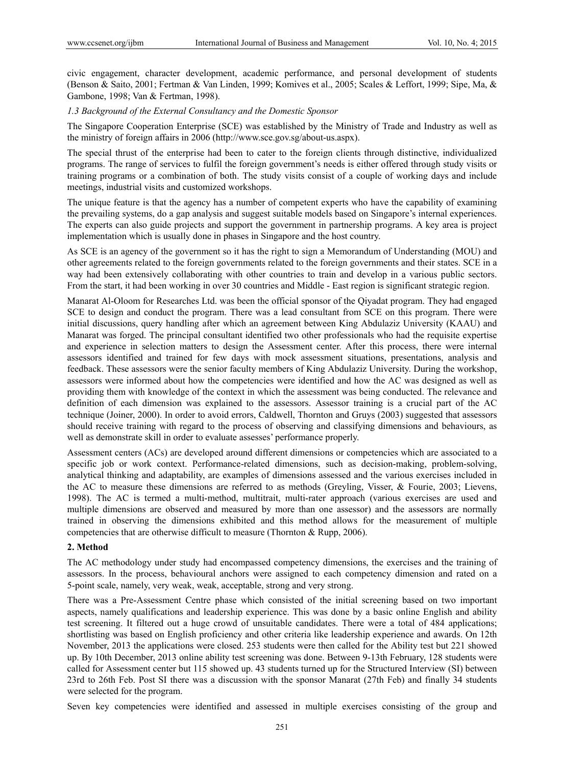civic engagement, character development, academic performance, and personal development of students (Benson & Saito, 2001; Fertman & Van Linden, 1999; Komives et al., 2005; Scales & Leffort, 1999; Sipe, Ma, & Gambone, 1998; Van & Fertman, 1998).

### *1.3 Background of the External Consultancy and the Domestic Sponsor*

The Singapore Cooperation Enterprise (SCE) was established by the Ministry of Trade and Industry as well as the ministry of foreign affairs in 2006 (http://www.sce.gov.sg/about-us.aspx).

The special thrust of the enterprise had been to cater to the foreign clients through distinctive, individualized programs. The range of services to fulfil the foreign government's needs is either offered through study visits or training programs or a combination of both. The study visits consist of a couple of working days and include meetings, industrial visits and customized workshops.

The unique feature is that the agency has a number of competent experts who have the capability of examining the prevailing systems, do a gap analysis and suggest suitable models based on Singapore's internal experiences. The experts can also guide projects and support the government in partnership programs. A key area is project implementation which is usually done in phases in Singapore and the host country.

As SCE is an agency of the government so it has the right to sign a Memorandum of Understanding (MOU) and other agreements related to the foreign governments related to the foreign governments and their states. SCE in a way had been extensively collaborating with other countries to train and develop in a various public sectors. From the start, it had been working in over 30 countries and Middle - East region is significant strategic region.

Manarat Al-Oloom for Researches Ltd. was been the official sponsor of the Qiyadat program. They had engaged SCE to design and conduct the program. There was a lead consultant from SCE on this program. There were initial discussions, query handling after which an agreement between King Abdulaziz University (KAAU) and Manarat was forged. The principal consultant identified two other professionals who had the requisite expertise and experience in selection matters to design the Assessment center. After this process, there were internal assessors identified and trained for few days with mock assessment situations, presentations, analysis and feedback. These assessors were the senior faculty members of King Abdulaziz University. During the workshop, assessors were informed about how the competencies were identified and how the AC was designed as well as providing them with knowledge of the context in which the assessment was being conducted. The relevance and definition of each dimension was explained to the assessors. Assessor training is a crucial part of the AC technique (Joiner, 2000). In order to avoid errors, Caldwell, Thornton and Gruys (2003) suggested that assessors should receive training with regard to the process of observing and classifying dimensions and behaviours, as well as demonstrate skill in order to evaluate assesses' performance properly.

Assessment centers (ACs) are developed around different dimensions or competencies which are associated to a specific job or work context. Performance-related dimensions, such as decision-making, problem-solving, analytical thinking and adaptability, are examples of dimensions assessed and the various exercises included in the AC to measure these dimensions are referred to as methods (Greyling, Visser, & Fourie, 2003; Lievens, 1998). The AC is termed a multi-method, multitrait, multi-rater approach (various exercises are used and multiple dimensions are observed and measured by more than one assessor) and the assessors are normally trained in observing the dimensions exhibited and this method allows for the measurement of multiple competencies that are otherwise difficult to measure (Thornton & Rupp, 2006).

## 2. Method

The AC methodology under study had encompassed competency dimensions, the exercises and the training of assessors. In the process, behavioural anchors were assigned to each competency dimension and rated on a 5-point scale, namely, very weak, weak, acceptable, strong and very strong.

There was a Pre-Assessment Centre phase which consisted of the initial screening based on two important aspects, namely qualifications and leadership experience. This was done by a basic online English and ability test screening. It filtered out a huge crowd of unsuitable candidates. There were a total of 484 applications; shortlisting was based on English proficiency and other criteria like leadership experience and awards. On 12th November, 2013 the applications were closed. 253 students were then called for the Ability test but 221 showed up. By 10th December, 2013 online ability test screening was done. Between 9-13th February, 128 students were called for Assessment center but 115 showed up. 43 students turned up for the Structured Interview (SI) between 23rd to 26th Feb. Post SI there was a discussion with the sponsor Manarat (27th Feb) and finally 34 students were selected for the program.

Seven key competencies were identified and assessed in multiple exercises consisting of the group and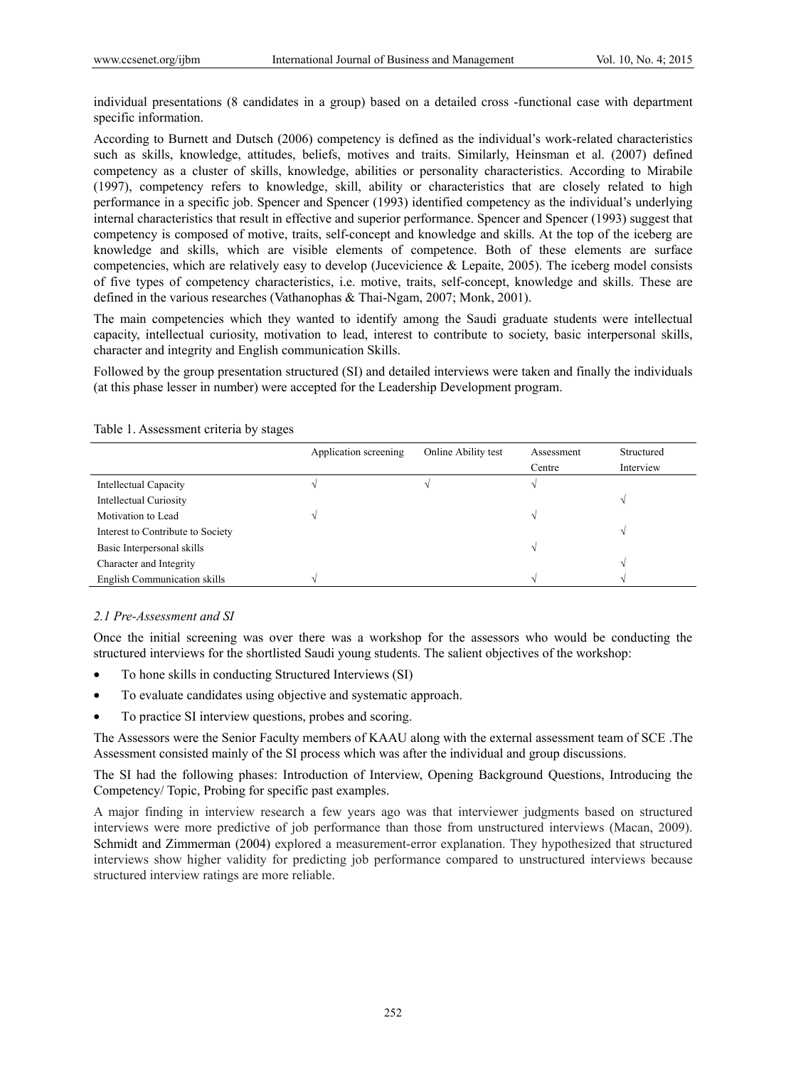individual presentations (8 candidates in a group) based on a detailed cross -functional case with department specific information.

According to Burnett and Dutsch (2006) competency is defined as the individual's work-related characteristics such as skills, knowledge, attitudes, beliefs, motives and traits. Similarly, Heinsman et al. (2007) defined competency as a cluster of skills, knowledge, abilities or personality characteristics. According to Mirabile (1997), competency refers to knowledge, skill, ability or characteristics that are closely related to high performance in a specific job. Spencer and Spencer (1993) identified competency as the individual's underlying internal characteristics that result in effective and superior performance. Spencer and Spencer (1993) suggest that competency is composed of motive, traits, self-concept and knowledge and skills. At the top of the iceberg are knowledge and skills, which are visible elements of competence. Both of these elements are surface competencies, which are relatively easy to develop (Jucevicience & Lepaite, 2005). The iceberg model consists of five types of competency characteristics, i.e. motive, traits, self-concept, knowledge and skills. These are defined in the various researches (Vathanophas & Thai-Ngam, 2007; Monk, 2001).

The main competencies which they wanted to identify among the Saudi graduate students were intellectual capacity, intellectual curiosity, motivation to lead, interest to contribute to society, basic interpersonal skills, character and integrity and English communication Skills.

Followed by the group presentation structured (SI) and detailed interviews were taken and finally the individuals (at this phase lesser in number) were accepted for the Leadership Development program.

Table 1. Assessment criteria by stages

| | Application screening | Online Ability test | Assessment Centre | Structured Interview |
|---|---|---|---|---|
| Intellectual Capacity | √ | √ | √ | |
| Intellectual Curiosity | | | | √ |
| Motivation to Lead | √ | | √ | |
| Interest to Contribute to Society | | | | √ |
| Basic Interpersonal skills | | | √ | |
| Character and Integrity | | | | √ |
| English Communication skills | √ | | √ | √ |

### *2.1 Pre-Assessment and SI*

Once the initial screening was over there was a workshop for the assessors who would be conducting the structured interviews for the shortlisted Saudi young students. The salient objectives of the workshop:

- To hone skills in conducting Structured Interviews (SI)
- To evaluate candidates using objective and systematic approach.
- To practice SI interview questions, probes and scoring.

The Assessors were the Senior Faculty members of KAAU along with the external assessment team of SCE .The Assessment consisted mainly of the SI process which was after the individual and group discussions.

The SI had the following phases: Introduction of Interview, Opening Background Questions, Introducing the Competency/ Topic, Probing for specific past examples.

A major finding in interview research a few years ago was that interviewer judgments based on structured interviews were more predictive of job performance than those from unstructured interviews (Macan, 2009). Schmidt and Zimmerman (2004) explored a measurement-error explanation. They hypothesized that structured interviews show higher validity for predicting job performance compared to unstructured interviews because structured interview ratings are more reliable.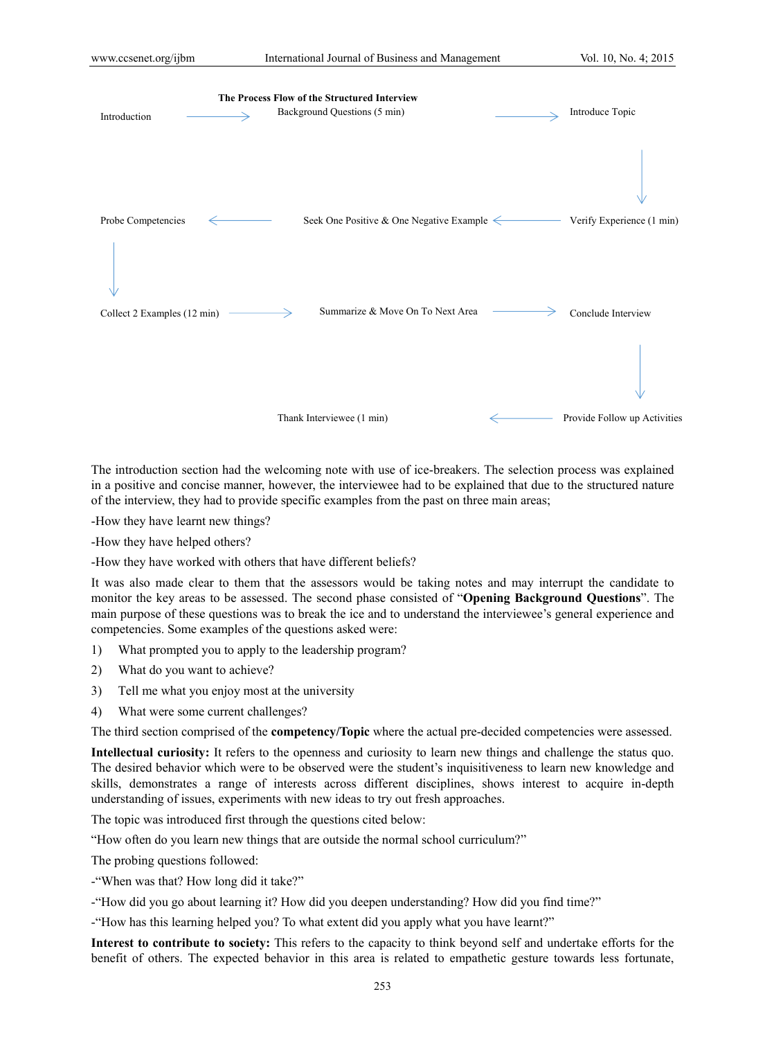**The Process Flow of the Structured Interview**

Introduction → Background Questions (5 min) → Introduce Topic → Verify Experience (1 min) → Seek One Positive & One Negative Example → Probe Competencies → Collect 2 Examples (12 min) → Summarize & Move On To Next Area → Conclude Interview → Provide Follow up Activities → Thank Interviewee (1 min)

The introduction section had the welcoming note with use of ice-breakers. The selection process was explained in a positive and concise manner, however, the interviewee had to be explained that due to the structured nature of the interview, they had to provide specific examples from the past on three main areas;

-How they have learnt new things?

-How they have helped others?

-How they have worked with others that have different beliefs?

It was also made clear to them that the assessors would be taking notes and may interrupt the candidate to monitor the key areas to be assessed. The second phase consisted of "**Opening Background Questions**". The main purpose of these questions was to break the ice and to understand the interviewee's general experience and competencies. Some examples of the questions asked were:

1) What prompted you to apply to the leadership program?
2) What do you want to achieve?
3) Tell me what you enjoy most at the university
4) What were some current challenges?

The third section comprised of the **competency/Topic** where the actual pre-decided competencies were assessed.

**Intellectual curiosity:** It refers to the openness and curiosity to learn new things and challenge the status quo. The desired behavior which were to be observed were the student's inquisitiveness to learn new knowledge and skills, demonstrates a range of interests across different disciplines, shows interest to acquire in-depth understanding of issues, experiments with new ideas to try out fresh approaches.

The topic was introduced first through the questions cited below:

"How often do you learn new things that are outside the normal school curriculum?"

The probing questions followed:

-"When was that? How long did it take?"

-"How did you go about learning it? How did you deepen understanding? How did you find time?"

-"How has this learning helped you? To what extent did you apply what you have learnt?"

**Interest to contribute to society:** This refers to the capacity to think beyond self and undertake efforts for the benefit of others. The expected behavior in this area is related to empathetic gesture towards less fortunate,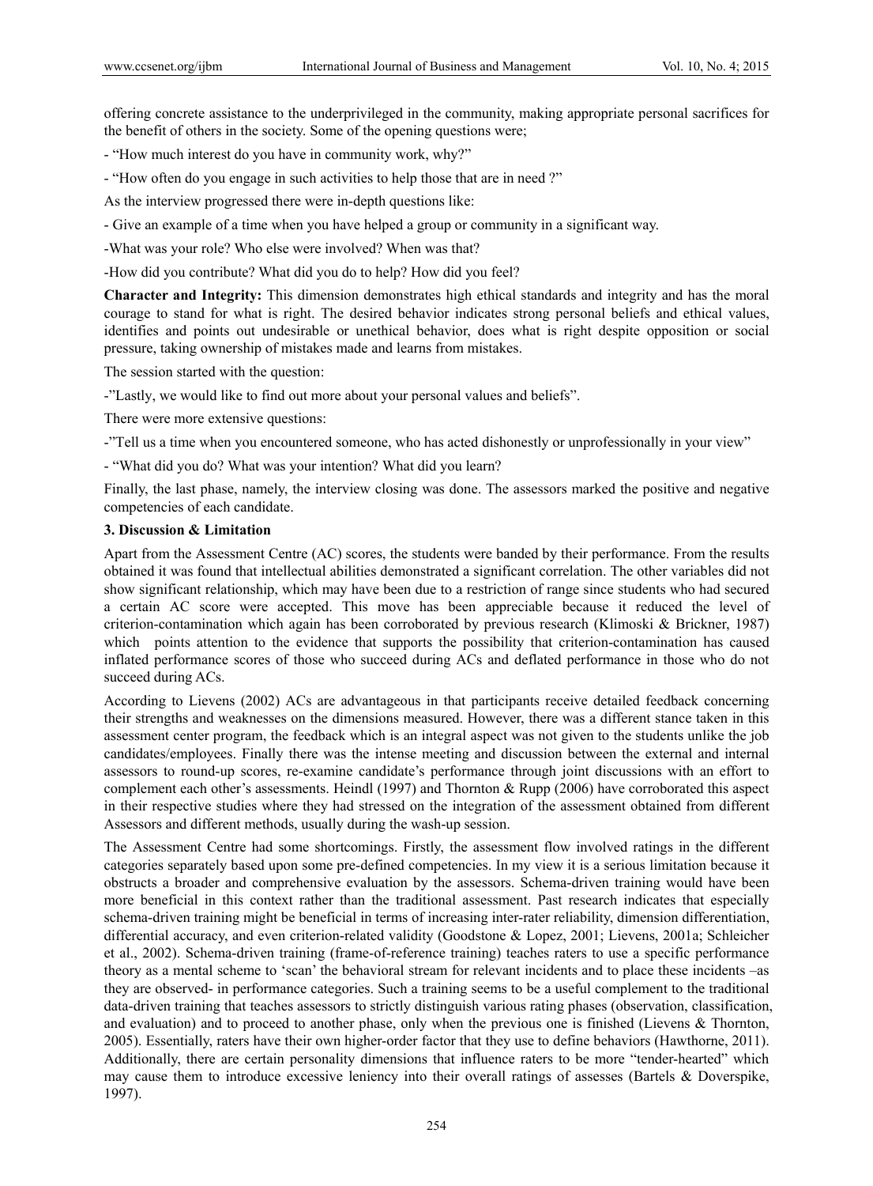offering concrete assistance to the underprivileged in the community, making appropriate personal sacrifices for the benefit of others in the society. Some of the opening questions were;

- "How much interest do you have in community work, why?"

- "How often do you engage in such activities to help those that are in need ?"

As the interview progressed there were in-depth questions like:

- Give an example of a time when you have helped a group or community in a significant way.

-What was your role? Who else were involved? When was that?

-How did you contribute? What did you do to help? How did you feel?

**Character and Integrity:** This dimension demonstrates high ethical standards and integrity and has the moral courage to stand for what is right. The desired behavior indicates strong personal beliefs and ethical values, identifies and points out undesirable or unethical behavior, does what is right despite opposition or social pressure, taking ownership of mistakes made and learns from mistakes.

The session started with the question:

-"Lastly, we would like to find out more about your personal values and beliefs".

There were more extensive questions:

-"Tell us a time when you encountered someone, who has acted dishonestly or unprofessionally in your view"

- "What did you do? What was your intention? What did you learn?

Finally, the last phase, namely, the interview closing was done. The assessors marked the positive and negative competencies of each candidate.

### 3. Discussion & Limitation

Apart from the Assessment Centre (AC) scores, the students were banded by their performance. From the results obtained it was found that intellectual abilities demonstrated a significant correlation. The other variables did not show significant relationship, which may have been due to a restriction of range since students who had secured a certain AC score were accepted. This move has been appreciable because it reduced the level of criterion-contamination which again has been corroborated by previous research (Klimoski & Brickner, 1987) which points attention to the evidence that supports the possibility that criterion-contamination has caused inflated performance scores of those who succeed during ACs and deflated performance in those who do not succeed during ACs.

According to Lievens (2002) ACs are advantageous in that participants receive detailed feedback concerning their strengths and weaknesses on the dimensions measured. However, there was a different stance taken in this assessment center program, the feedback which is an integral aspect was not given to the students unlike the job candidates/employees. Finally there was the intense meeting and discussion between the external and internal assessors to round-up scores, re-examine candidate's performance through joint discussions with an effort to complement each other's assessments. Heindl (1997) and Thornton & Rupp (2006) have corroborated this aspect in their respective studies where they had stressed on the integration of the assessment obtained from different Assessors and different methods, usually during the wash-up session.

The Assessment Centre had some shortcomings. Firstly, the assessment flow involved ratings in the different categories separately based upon some pre-defined competencies. In my view it is a serious limitation because it obstructs a broader and comprehensive evaluation by the assessors. Schema-driven training would have been more beneficial in this context rather than the traditional assessment. Past research indicates that especially schema-driven training might be beneficial in terms of increasing inter-rater reliability, dimension differentiation, differential accuracy, and even criterion-related validity (Goodstone & Lopez, 2001; Lievens, 2001a; Schleicher et al., 2002). Schema-driven training (frame-of-reference training) teaches raters to use a specific performance theory as a mental scheme to 'scan' the behavioral stream for relevant incidents and to place these incidents –as they are observed- in performance categories. Such a training seems to be a useful complement to the traditional data-driven training that teaches assessors to strictly distinguish various rating phases (observation, classification, and evaluation) and to proceed to another phase, only when the previous one is finished (Lievens & Thornton, 2005). Essentially, raters have their own higher-order factor that they use to define behaviors (Hawthorne, 2011). Additionally, there are certain personality dimensions that influence raters to be more "tender-hearted" which may cause them to introduce excessive leniency into their overall ratings of assesses (Bartels & Doverspike, 1997).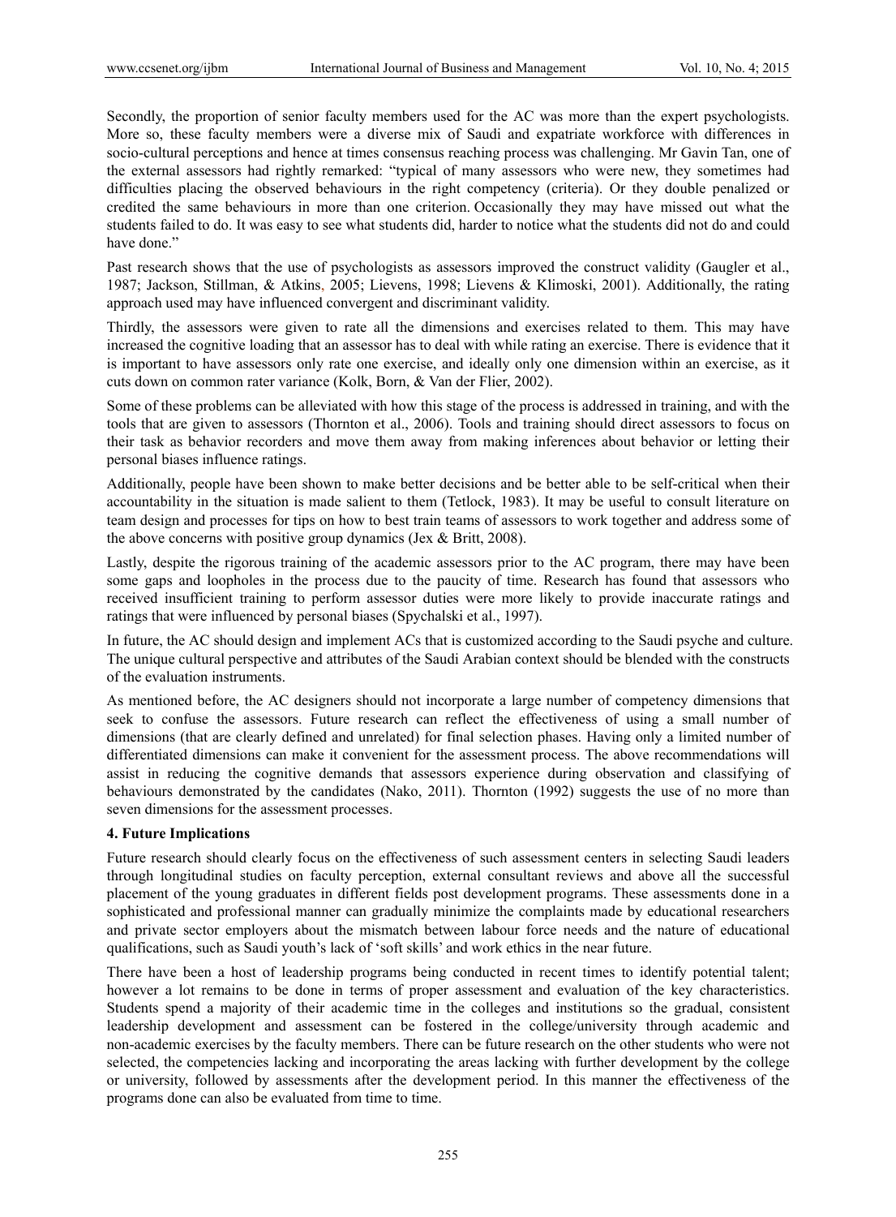Secondly, the proportion of senior faculty members used for the AC was more than the expert psychologists. More so, these faculty members were a diverse mix of Saudi and expatriate workforce with differences in socio-cultural perceptions and hence at times consensus reaching process was challenging. Mr Gavin Tan, one of the external assessors had rightly remarked: "typical of many assessors who were new, they sometimes had difficulties placing the observed behaviours in the right competency (criteria). Or they double penalized or credited the same behaviours in more than one criterion. Occasionally they may have missed out what the students failed to do. It was easy to see what students did, harder to notice what the students did not do and could have done."

Past research shows that the use of psychologists as assessors improved the construct validity (Gaugler et al., 1987; Jackson, Stillman, & Atkins, 2005; Lievens, 1998; Lievens & Klimoski, 2001). Additionally, the rating approach used may have influenced convergent and discriminant validity.

Thirdly, the assessors were given to rate all the dimensions and exercises related to them. This may have increased the cognitive loading that an assessor has to deal with while rating an exercise. There is evidence that it is important to have assessors only rate one exercise, and ideally only one dimension within an exercise, as it cuts down on common rater variance (Kolk, Born, & Van der Flier, 2002).

Some of these problems can be alleviated with how this stage of the process is addressed in training, and with the tools that are given to assessors (Thornton et al., 2006). Tools and training should direct assessors to focus on their task as behavior recorders and move them away from making inferences about behavior or letting their personal biases influence ratings.

Additionally, people have been shown to make better decisions and be better able to be self-critical when their accountability in the situation is made salient to them (Tetlock, 1983). It may be useful to consult literature on team design and processes for tips on how to best train teams of assessors to work together and address some of the above concerns with positive group dynamics (Jex & Britt, 2008).

Lastly, despite the rigorous training of the academic assessors prior to the AC program, there may have been some gaps and loopholes in the process due to the paucity of time. Research has found that assessors who received insufficient training to perform assessor duties were more likely to provide inaccurate ratings and ratings that were influenced by personal biases (Spychalski et al., 1997).

In future, the AC should design and implement ACs that is customized according to the Saudi psyche and culture. The unique cultural perspective and attributes of the Saudi Arabian context should be blended with the constructs of the evaluation instruments.

As mentioned before, the AC designers should not incorporate a large number of competency dimensions that seek to confuse the assessors. Future research can reflect the effectiveness of using a small number of dimensions (that are clearly defined and unrelated) for final selection phases. Having only a limited number of differentiated dimensions can make it convenient for the assessment process. The above recommendations will assist in reducing the cognitive demands that assessors experience during observation and classifying of behaviours demonstrated by the candidates (Nako, 2011). Thornton (1992) suggests the use of no more than seven dimensions for the assessment processes.

## 4. Future Implications

Future research should clearly focus on the effectiveness of such assessment centers in selecting Saudi leaders through longitudinal studies on faculty perception, external consultant reviews and above all the successful placement of the young graduates in different fields post development programs. These assessments done in a sophisticated and professional manner can gradually minimize the complaints made by educational researchers and private sector employers about the mismatch between labour force needs and the nature of educational qualifications, such as Saudi youth's lack of 'soft skills' and work ethics in the near future.

There have been a host of leadership programs being conducted in recent times to identify potential talent; however a lot remains to be done in terms of proper assessment and evaluation of the key characteristics. Students spend a majority of their academic time in the colleges and institutions so the gradual, consistent leadership development and assessment can be fostered in the college/university through academic and non-academic exercises by the faculty members. There can be future research on the other students who were not selected, the competencies lacking and incorporating the areas lacking with further development by the college or university, followed by assessments after the development period. In this manner the effectiveness of the programs done can also be evaluated from time to time.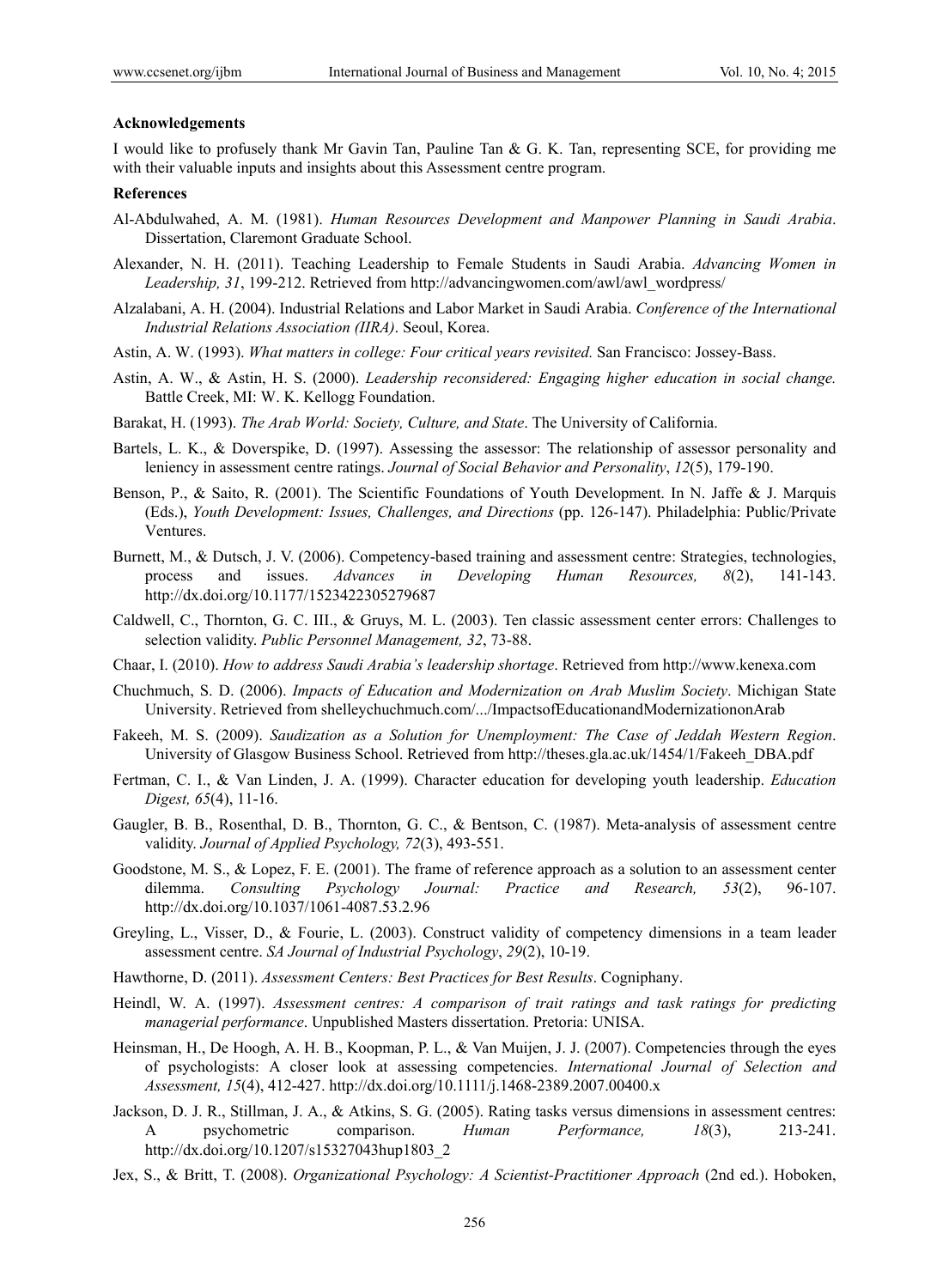### Acknowledgements

I would like to profusely thank Mr Gavin Tan, Pauline Tan & G. K. Tan, representing SCE, for providing me with their valuable inputs and insights about this Assessment centre program.

### References

Al-Abdulwahed, A. M. (1981). *Human Resources Development and Manpower Planning in Saudi Arabia*. Dissertation, Claremont Graduate School.

Alexander, N. H. (2011). Teaching Leadership to Female Students in Saudi Arabia. *Advancing Women in Leadership, 31*, 199-212. Retrieved from http://advancingwomen.com/awl/awl_wordpress/

Alzalabani, A. H. (2004). Industrial Relations and Labor Market in Saudi Arabia. *Conference of the International Industrial Relations Association (IIRA)*. Seoul, Korea.

Astin, A. W. (1993). *What matters in college: Four critical years revisited.* San Francisco: Jossey-Bass.

Astin, A. W., & Astin, H. S. (2000). *Leadership reconsidered: Engaging higher education in social change.* Battle Creek, MI: W. K. Kellogg Foundation.

Barakat, H. (1993). *The Arab World: Society, Culture, and State*. The University of California.

Bartels, L. K., & Doverspike, D. (1997). Assessing the assessor: The relationship of assessor personality and leniency in assessment centre ratings. *Journal of Social Behavior and Personality*, *12*(5), 179-190.

Benson, P., & Saito, R. (2001). The Scientific Foundations of Youth Development. In N. Jaffe & J. Marquis (Eds.), *Youth Development: Issues, Challenges, and Directions* (pp. 126-147). Philadelphia: Public/Private Ventures.

Burnett, M., & Dutsch, J. V. (2006). Competency-based training and assessment centre: Strategies, technologies, process and issues. *Advances in Developing Human Resources, 8*(2), 141-143. http://dx.doi.org/10.1177/1523422305279687

Caldwell, C., Thornton, G. C. III., & Gruys, M. L. (2003). Ten classic assessment center errors: Challenges to selection validity. *Public Personnel Management, 32*, 73-88.

Chaar, I. (2010). *How to address Saudi Arabia's leadership shortage*. Retrieved from http://www.kenexa.com

Chuchmuch, S. D. (2006). *Impacts of Education and Modernization on Arab Muslim Society*. Michigan State University. Retrieved from shelleychuchmuch.com/.../ImpactsofEducationandModernizationonArab

Fakeeh, M. S. (2009). *Saudization as a Solution for Unemployment: The Case of Jeddah Western Region*. University of Glasgow Business School. Retrieved from http://theses.gla.ac.uk/1454/1/Fakeeh_DBA.pdf

Fertman, C. I., & Van Linden, J. A. (1999). Character education for developing youth leadership. *Education Digest, 65*(4), 11-16.

Gaugler, B. B., Rosenthal, D. B., Thornton, G. C., & Bentson, C. (1987). Meta-analysis of assessment centre validity. *Journal of Applied Psychology, 72*(3), 493-551.

Goodstone, M. S., & Lopez, F. E. (2001). The frame of reference approach as a solution to an assessment center dilemma. *Consulting Psychology Journal: Practice and Research, 53*(2), 96-107. http://dx.doi.org/10.1037/1061-4087.53.2.96

Greyling, L., Visser, D., & Fourie, L. (2003). Construct validity of competency dimensions in a team leader assessment centre. *SA Journal of Industrial Psychology*, *29*(2), 10-19.

Hawthorne, D. (2011). *Assessment Centers: Best Practices for Best Results*. Cogniphany.

Heindl, W. A. (1997). *Assessment centres: A comparison of trait ratings and task ratings for predicting managerial performance*. Unpublished Masters dissertation. Pretoria: UNISA.

Heinsman, H., De Hoogh, A. H. B., Koopman, P. L., & Van Muijen, J. J. (2007). Competencies through the eyes of psychologists: A closer look at assessing competencies. *International Journal of Selection and Assessment, 15*(4), 412-427. http://dx.doi.org/10.1111/j.1468-2389.2007.00400.x

Jackson, D. J. R., Stillman, J. A., & Atkins, S. G. (2005). Rating tasks versus dimensions in assessment centres: A psychometric comparison. *Human Performance, 18*(3), 213-241. http://dx.doi.org/10.1207/s15327043hup1803_2

Jex, S., & Britt, T. (2008). *Organizational Psychology: A Scientist-Practitioner Approach* (2nd ed.). Hoboken,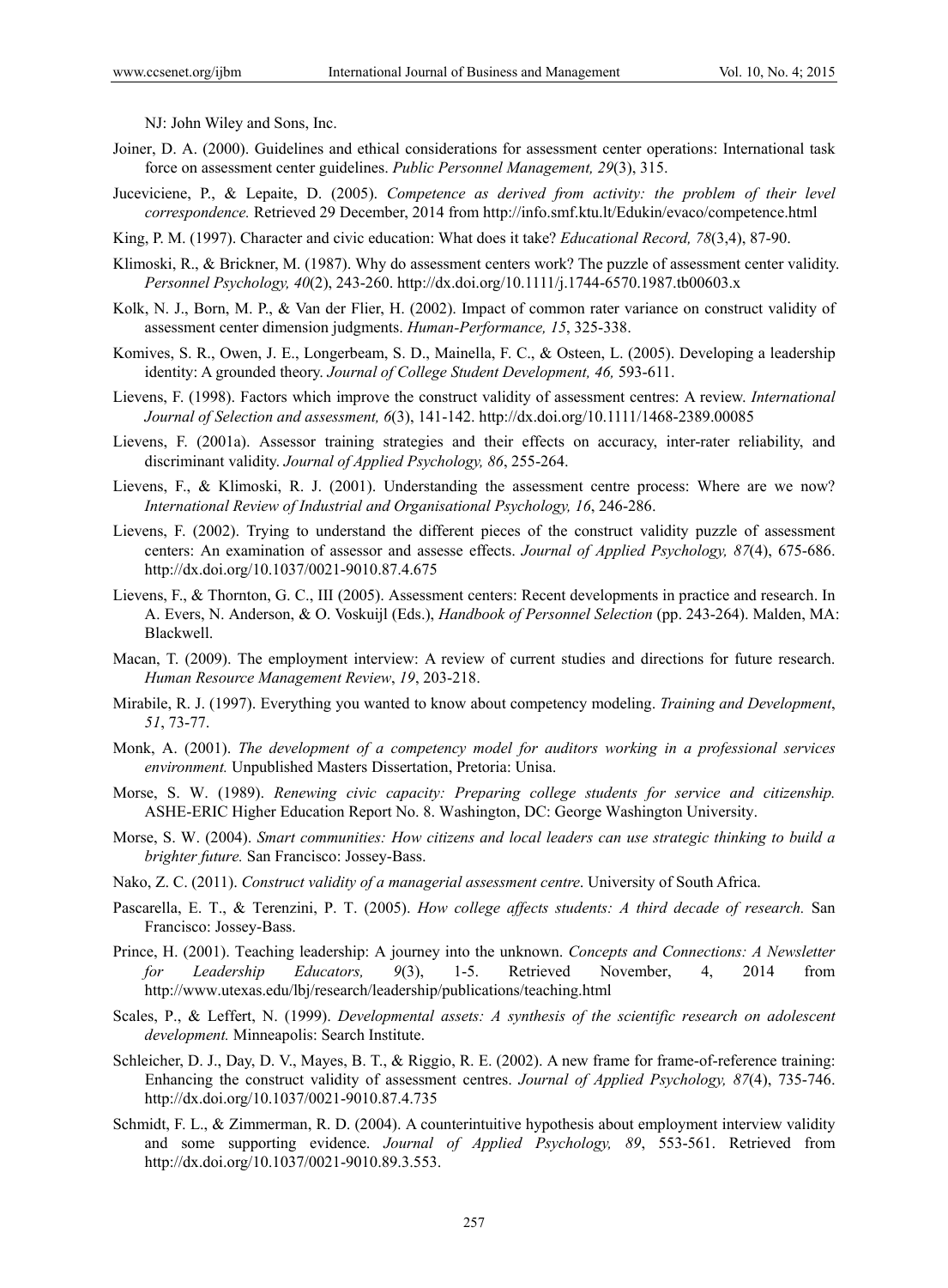NJ: John Wiley and Sons, Inc.

Joiner, D. A. (2000). Guidelines and ethical considerations for assessment center operations: International task force on assessment center guidelines. *Public Personnel Management, 29*(3), 315.

Juceviciene, P., & Lepaite, D. (2005). *Competence as derived from activity: the problem of their level correspondence.* Retrieved 29 December, 2014 from http://info.smf.ktu.lt/Edukin/evaco/competence.html

King, P. M. (1997). Character and civic education: What does it take? *Educational Record, 78*(3,4), 87-90.

Klimoski, R., & Brickner, M. (1987). Why do assessment centers work? The puzzle of assessment center validity. *Personnel Psychology, 40*(2), 243-260. http://dx.doi.org/10.1111/j.1744-6570.1987.tb00603.x

Kolk, N. J., Born, M. P., & Van der Flier, H. (2002). Impact of common rater variance on construct validity of assessment center dimension judgments. *Human-Performance, 15*, 325-338.

Komives, S. R., Owen, J. E., Longerbeam, S. D., Mainella, F. C., & Osteen, L. (2005). Developing a leadership identity: A grounded theory. *Journal of College Student Development, 46,* 593-611.

Lievens, F. (1998). Factors which improve the construct validity of assessment centres: A review. *International Journal of Selection and assessment, 6*(3), 141-142. http://dx.doi.org/10.1111/1468-2389.00085

Lievens, F. (2001a). Assessor training strategies and their effects on accuracy, inter-rater reliability, and discriminant validity. *Journal of Applied Psychology, 86*, 255-264.

Lievens, F., & Klimoski, R. J. (2001). Understanding the assessment centre process: Where are we now? *International Review of Industrial and Organisational Psychology, 16*, 246-286.

Lievens, F. (2002). Trying to understand the different pieces of the construct validity puzzle of assessment centers: An examination of assessor and assesse effects. *Journal of Applied Psychology, 87*(4), 675-686. http://dx.doi.org/10.1037/0021-9010.87.4.675

Lievens, F., & Thornton, G. C., III (2005). Assessment centers: Recent developments in practice and research. In A. Evers, N. Anderson, & O. Voskuijl (Eds.), *Handbook of Personnel Selection* (pp. 243-264). Malden, MA: Blackwell.

Macan, T. (2009). The employment interview: A review of current studies and directions for future research. *Human Resource Management Review*, *19*, 203-218.

Mirabile, R. J. (1997). Everything you wanted to know about competency modeling. *Training and Development*, *51*, 73-77.

Monk, A. (2001). *The development of a competency model for auditors working in a professional services environment.* Unpublished Masters Dissertation, Pretoria: Unisa.

Morse, S. W. (1989). *Renewing civic capacity: Preparing college students for service and citizenship.* ASHE-ERIC Higher Education Report No. 8. Washington, DC: George Washington University.

Morse, S. W. (2004). *Smart communities: How citizens and local leaders can use strategic thinking to build a brighter future.* San Francisco: Jossey-Bass.

Nako, Z. C. (2011). *Construct validity of a managerial assessment centre*. University of South Africa.

Pascarella, E. T., & Terenzini, P. T. (2005). *How college affects students: A third decade of research.* San Francisco: Jossey-Bass.

Prince, H. (2001). Teaching leadership: A journey into the unknown. *Concepts and Connections: A Newsletter for Leadership Educators, 9*(3), 1-5. Retrieved November, 4, 2014 from http://www.utexas.edu/lbj/research/leadership/publications/teaching.html

Scales, P., & Leffert, N. (1999). *Developmental assets: A synthesis of the scientific research on adolescent development.* Minneapolis: Search Institute.

Schleicher, D. J., Day, D. V., Mayes, B. T., & Riggio, R. E. (2002). A new frame for frame-of-reference training: Enhancing the construct validity of assessment centres. *Journal of Applied Psychology, 87*(4), 735-746. http://dx.doi.org/10.1037/0021-9010.87.4.735

Schmidt, F. L., & Zimmerman, R. D. (2004). A counterintuitive hypothesis about employment interview validity and some supporting evidence. *Journal of Applied Psychology, 89*, 553-561. Retrieved from http://dx.doi.org/10.1037/0021-9010.89.3.553.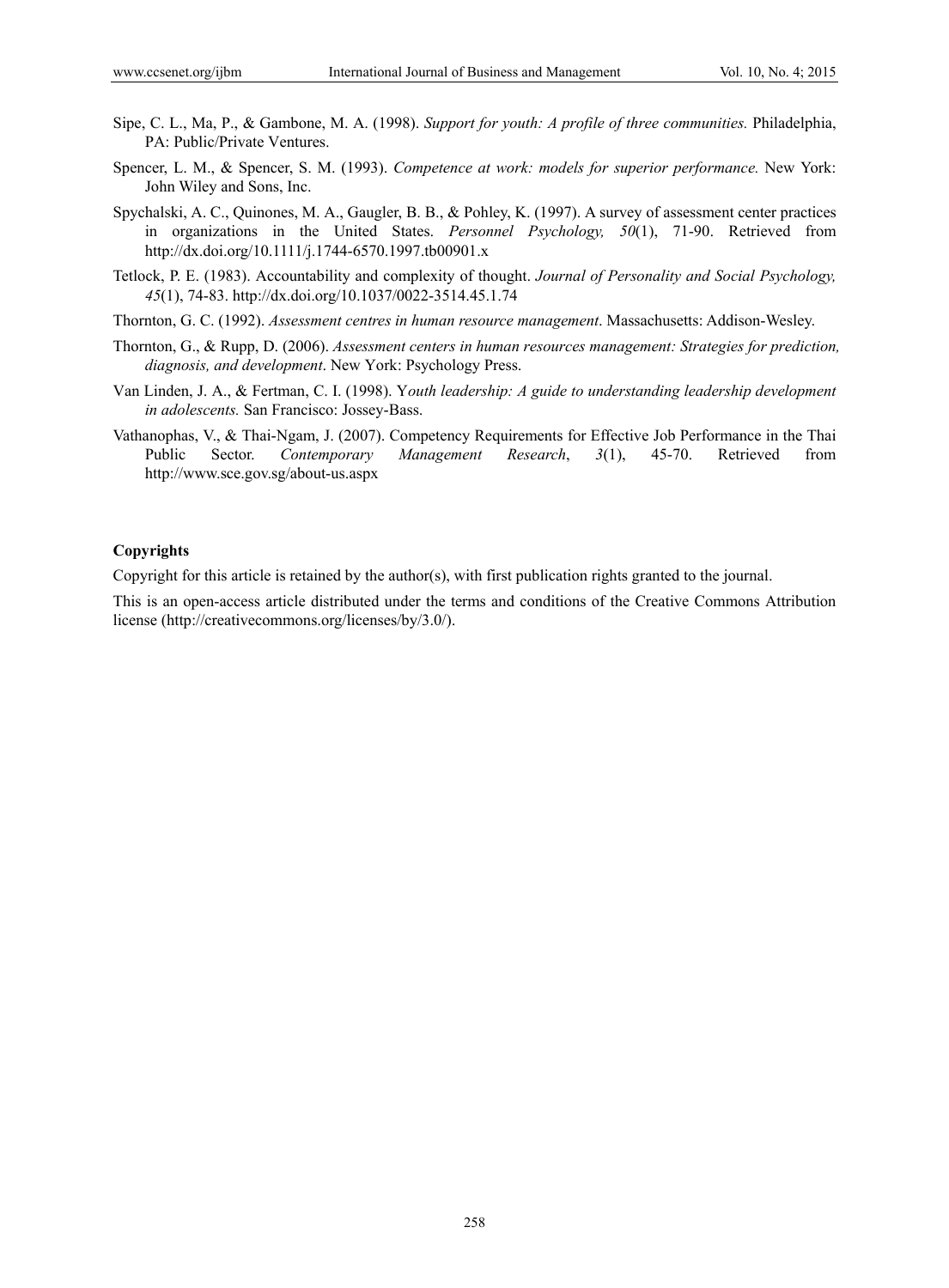Sipe, C. L., Ma, P., & Gambone, M. A. (1998). *Support for youth: A profile of three communities.* Philadelphia, PA: Public/Private Ventures.

Spencer, L. M., & Spencer, S. M. (1993). *Competence at work: models for superior performance.* New York: John Wiley and Sons, Inc.

Spychalski, A. C., Quinones, M. A., Gaugler, B. B., & Pohley, K. (1997). A survey of assessment center practices in organizations in the United States. *Personnel Psychology, 50*(1), 71-90. Retrieved from http://dx.doi.org/10.1111/j.1744-6570.1997.tb00901.x

Tetlock, P. E. (1983). Accountability and complexity of thought. *Journal of Personality and Social Psychology, 45*(1), 74-83. http://dx.doi.org/10.1037/0022-3514.45.1.74

Thornton, G. C. (1992). *Assessment centres in human resource management*. Massachusetts: Addison-Wesley.

Thornton, G., & Rupp, D. (2006). *Assessment centers in human resources management: Strategies for prediction, diagnosis, and development*. New York: Psychology Press.

Van Linden, J. A., & Fertman, C. I. (1998). Y*outh leadership: A guide to understanding leadership development in adolescents.* San Francisco: Jossey-Bass.

Vathanophas, V., & Thai-Ngam, J. (2007). Competency Requirements for Effective Job Performance in the Thai Public Sector. *Contemporary Management Research*, *3*(1), 45-70. Retrieved from http://www.sce.gov.sg/about-us.aspx

**Copyrights**

Copyright for this article is retained by the author(s), with first publication rights granted to the journal.

This is an open-access article distributed under the terms and conditions of the Creative Commons Attribution license (http://creativecommons.org/licenses/by/3.0/).